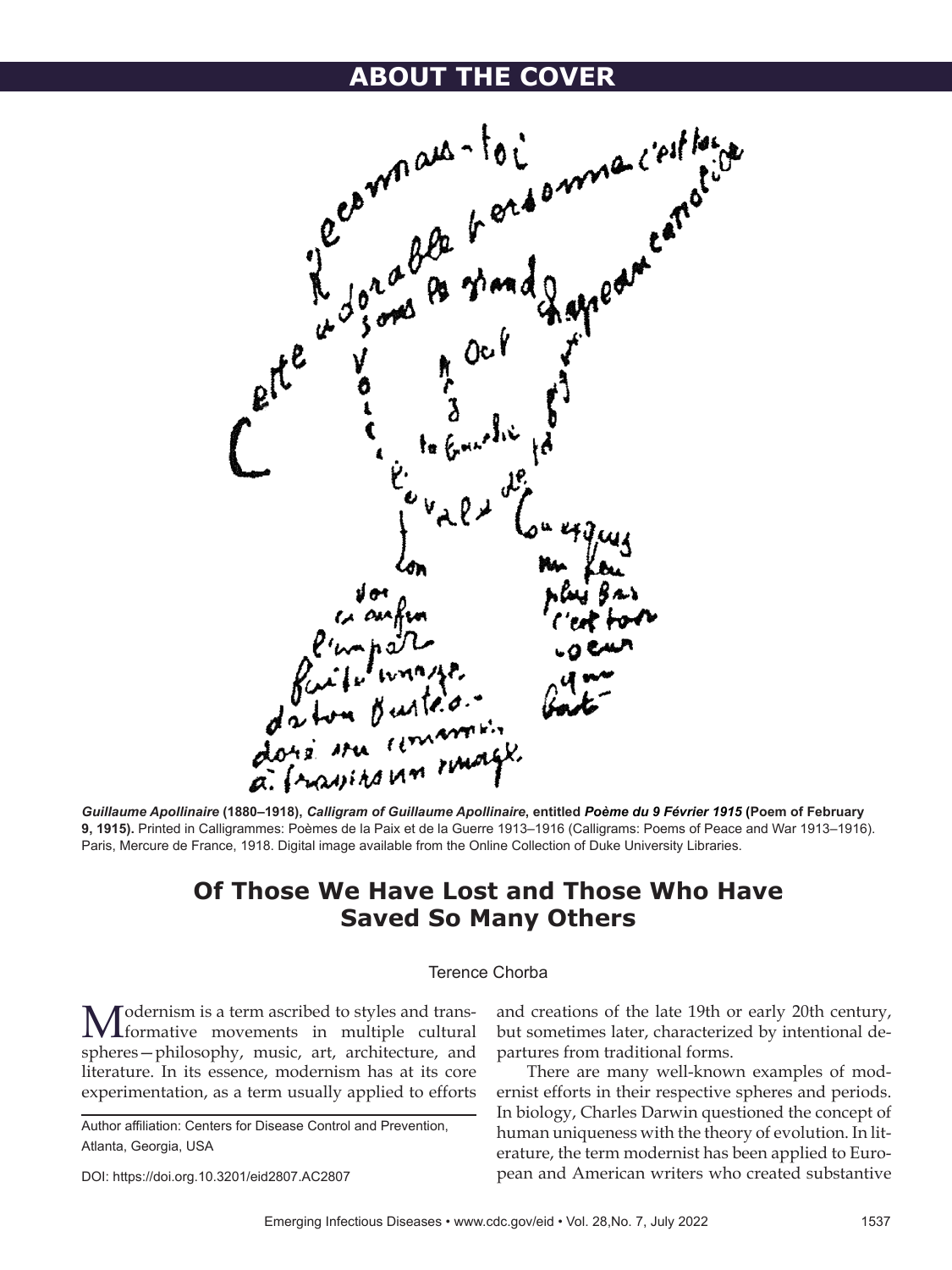# ABOUT THE COVER

***Guillaume Apollinaire*** **(1880–1918),** ***Calligram of Guillaume Apollinaire*****, entitled** ***Poème du 9 Février 1915*** **(Poem of February 9, 1915).** Printed in Calligrammes: Poèmes de la Paix et de la Guerre 1913–1916 (Calligrams: Poems of Peace and War 1913–1916). Paris, Mercure de France, 1918. Digital image available from the Online Collection of Duke University Libraries.

## Of Those We Have Lost and Those Who Have Saved So Many Others

Terence Chorba

Modernism is a term ascribed to styles and transformative movements in multiple cultural spheres—philosophy, music, art, architecture, and literature. In its essence, modernism has at its core experimentation, as a term usually applied to efforts and creations of the late 19th or early 20th century, but sometimes later, characterized by intentional departures from traditional forms.

There are many well-known examples of modernist efforts in their respective spheres and periods. In biology, Charles Darwin questioned the concept of human uniqueness with the theory of evolution. In literature, the term modernist has been applied to European and American writers who created substantive

Author affiliation: Centers for Disease Control and Prevention, Atlanta, Georgia, USA

DOI: https://doi.org.10.3201/eid2807.AC2807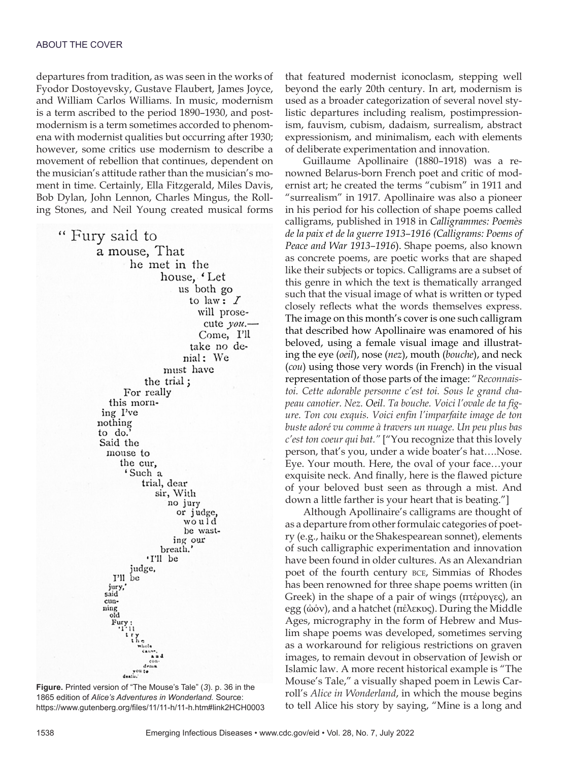departures from tradition, as was seen in the works of Fyodor Dostoyevsky, Gustave Flaubert, James Joyce, and William Carlos Williams. In music, modernism is a term ascribed to the period 1890–1930, and postmodernism is a term sometimes accorded to phenomena with modernist qualities but occurring after 1930; however, some critics use modernism to describe a movement of rebellion that continues, dependent on the musician's attitude rather than the musician's moment in time. Certainly, Ella Fitzgerald, Miles Davis, Bob Dylan, John Lennon, Charles Mingus, the Rolling Stones, and Neil Young created musical forms that featured modernist iconoclasm, stepping well beyond the early 20th century. In art, modernism is used as a broader categorization of several novel stylistic departures including realism, postimpressionism, fauvism, cubism, dadaism, surrealism, abstract expressionism, and minimalism, each with elements of deliberate experimentation and innovation.

**Figure.** Printed version of "The Mouse's Tale" (*3*). p. 36 in the 1865 edition of *Alice's Adventures in Wonderland.* Source: https://www.gutenberg.org/files/11/11-h/11-h.htm#link2HCH0003

Guillaume Apollinaire (1880–1918) was a renowned Belarus-born French poet and critic of modernist art; he created the terms "cubism" in 1911 and "surrealism" in 1917. Apollinaire was also a pioneer in his period for his collection of shape poems called calligrams, published in 1918 in *Calligrammes: Poemès de la paix et de la guerre 1913–1916 (Calligrams: Poems of Peace and War 1913–1916)*. Shape poems, also known as concrete poems, are poetic works that are shaped like their subjects or topics. Calligrams are a subset of this genre in which the text is thematically arranged such that the visual image of what is written or typed closely reflects what the words themselves express. The image on this month's cover is one such calligram that described how Apollinaire was enamored of his beloved, using a female visual image and illustrating the eye (*oeil*), nose (*nez*), mouth (*bouche*), and neck (*cou*) using those very words (in French) in the visual representation of those parts of the image: "*Reconnais-toi. Cette adorable personne c'est toi. Sous le grand chapeau canotier. Nez. Oeil. Ta bouche. Voici l'ovale de ta figure. Ton cou exquis. Voici enfin l'imparfaite image de ton buste adoré vu comme à travers un nuage. Un peu plus bas c'est ton coeur qui bat.*" ["You recognize that this lovely person, that's you, under a wide boater's hat….Nose. Eye. Your mouth. Here, the oval of your face…your exquisite neck. And finally, here is the flawed picture of your beloved bust seen as through a mist. And down a little farther is your heart that is beating."]

Although Apollinaire's calligrams are thought of as a departure from other formulaic categories of poetry (e.g., haiku or the Shakespearean sonnet), elements of such calligraphic experimentation and innovation have been found in older cultures. As an Alexandrian poet of the fourth century BCE, Simmias of Rhodes has been renowned for three shape poems written (in Greek) in the shape of a pair of wings (πτέρυγες), an egg (ᾠόν), and a hatchet (πέλεκυς). During the Middle Ages, micrography in the form of Hebrew and Muslim shape poems was developed, sometimes serving as a workaround for religious restrictions on graven images, to remain devout in observation of Jewish or Islamic law. A more recent historical example is "The Mouse's Tale," a visually shaped poem in Lewis Carroll's *Alice in Wonderland*, in which the mouse begins to tell Alice his story by saying, "Mine is a long and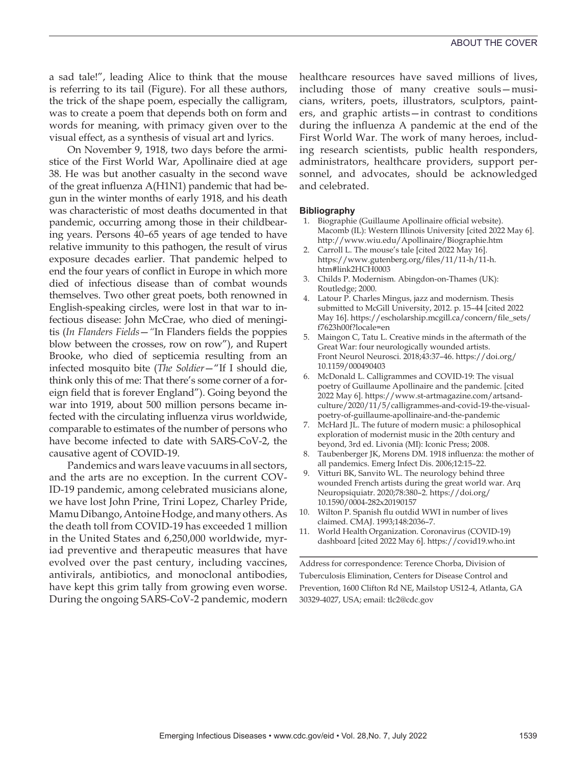a sad tale!", leading Alice to think that the mouse is referring to its tail (Figure). For all these authors, the trick of the shape poem, especially the calligram, was to create a poem that depends both on form and words for meaning, with primacy given over to the visual effect, as a synthesis of visual art and lyrics.

On November 9, 1918, two days before the armistice of the First World War, Apollinaire died at age 38. He was but another casualty in the second wave of the great influenza A(H1N1) pandemic that had begun in the winter months of early 1918, and his death was characteristic of most deaths documented in that pandemic, occurring among those in their childbearing years. Persons 40–65 years of age tended to have relative immunity to this pathogen, the result of virus exposure decades earlier. That pandemic helped to end the four years of conflict in Europe in which more died of infectious disease than of combat wounds themselves. Two other great poets, both renowned in English-speaking circles, were lost in that war to infectious disease: John McCrae, who died of meningitis (*In Flanders Fields*—"In Flanders fields the poppies blow between the crosses, row on row"), and Rupert Brooke, who died of septicemia resulting from an infected mosquito bite (*The Soldier*—"If I should die, think only this of me: That there's some corner of a foreign field that is forever England"). Going beyond the war into 1919, about 500 million persons became infected with the circulating influenza virus worldwide, comparable to estimates of the number of persons who have become infected to date with SARS-CoV-2, the causative agent of COVID-19.

Pandemics and wars leave vacuums in all sectors, and the arts are no exception. In the current COVID-19 pandemic, among celebrated musicians alone, we have lost John Prine, Trini Lopez, Charley Pride, Mamu Dibango, Antoine Hodge, and many others. As the death toll from COVID-19 has exceeded 1 million in the United States and 6,250,000 worldwide, myriad preventive and therapeutic measures that have evolved over the past century, including vaccines, antivirals, antibiotics, and monoclonal antibodies, have kept this grim tally from growing even worse. During the ongoing SARS-CoV-2 pandemic, modern healthcare resources have saved millions of lives, including those of many creative souls—musicians, writers, poets, illustrators, sculptors, painters, and graphic artists—in contrast to conditions during the influenza A pandemic at the end of the First World War. The work of many heroes, including research scientists, public health responders, administrators, healthcare providers, support personnel, and advocates, should be acknowledged and celebrated.

### Bibliography

1. Biographie (Guillaume Apollinaire official website). Macomb (IL): Western Illinois University [cited 2022 May 6]. http://www.wiu.edu/Apollinaire/Biographie.htm
2. Carroll L. The mouse's tale [cited 2022 May 16]. https://www.gutenberg.org/files/11/11-h/11-h.htm#link2HCH0003
3. Childs P. Modernism. Abingdon-on-Thames (UK): Routledge; 2000.
4. Latour P. Charles Mingus, jazz and modernism. Thesis submitted to McGill University, 2012. p. 15–44 [cited 2022 May 16]. https://escholarship.mcgill.ca/concern/file_sets/f7623h00f?locale=en
5. Maingon C, Tatu L. Creative minds in the aftermath of the Great War: four neurologically wounded artists. Front Neurol Neurosci. 2018;43:37–46. https://doi.org/10.1159/000490403
6. McDonald L. Calligrammes and COVID-19: The visual poetry of Guillaume Apollinaire and the pandemic. [cited 2022 May 6]. https://www.st-artmagazine.com/artsandculture/2020/11/5/calligrammes-and-covid-19-the-visual-poetry-of-guillaume-apollinaire-and-the-pandemic
7. McHard JL. The future of modern music: a philosophical exploration of modernist music in the 20th century and beyond, 3rd ed. Livonia (MI): Iconic Press; 2008.
8. Taubenberger JK, Morens DM. 1918 influenza: the mother of all pandemics. Emerg Infect Dis. 2006;12:15–22.
9. Vitturi BK, Sanvito WL. The neurology behind three wounded French artists during the great world war. Arq Neuropsiquiatr. 2020;78:380–2. https://doi.org/10.1590/0004-282x20190157
10. Wilton P. Spanish flu outdid WWI in number of lives claimed. CMAJ. 1993;148:2036–7.
11. World Health Organization. Coronavirus (COVID-19) dashboard [cited 2022 May 6]. https://covid19.who.int

Address for correspondence: Terence Chorba, Division of Tuberculosis Elimination, Centers for Disease Control and Prevention, 1600 Clifton Rd NE, Mailstop US12-4, Atlanta, GA 30329-4027, USA; email: tlc2@cdc.gov